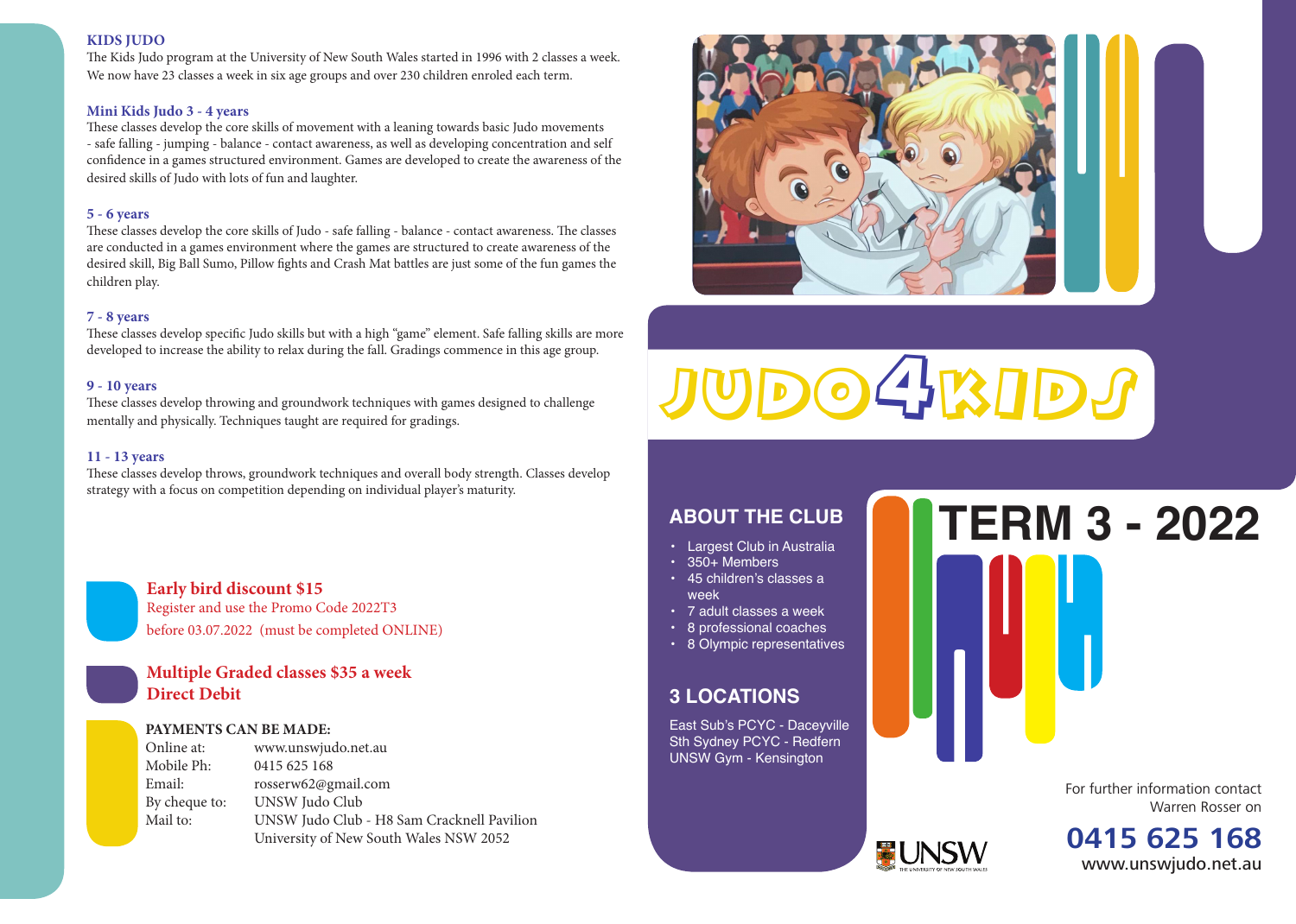## KIDS JUDO

The Kids Judo program at the University of New South Wales started in 1996 with 2 classes a week. We now have 23 classes a week in six age groups and over 230 children enroled each term.

### Mini Kids Judo 3 - 4 years

These classes develop the core skills of movement with a leaning towards basic Judo movements - safe falling - jumping - balance - contact awareness, as well as developing concentration and self confidence in a games structured environment. Games are developed to create the awareness of the desired skills of Judo with lots of fun and laughter.

### 5 - 6 years

These classes develop the core skills of Judo - safe falling - balance - contact awareness. The classes are conducted in a games environment where the games are structured to create awareness of the desired skill, Big Ball Sumo, Pillow fights and Crash Mat battles are just some of the fun games the children play.

### 7 - 8 years

These classes develop specific Judo skills but with a high "game" element. Safe falling skills are more developed to increase the ability to relax during the fall. Gradings commence in this age group.

### 9 - 10 years

These classes develop throwing and groundwork techniques with games designed to challenge mentally and physically. Techniques taught are required for gradings.

### 11 - 13 years

These classes develop throws, groundwork techniques and overall body strength. Classes develop strategy with a focus on competition depending on individual player's maturity.

**Early bird discount $15**
Register and use the Promo Code 2022T3
before 03.07.2022 (must be completed ONLINE)

**Multiple Graded classes $35 a week**
**Direct Debit**

**PAYMENTS CAN BE MADE:**

| | |
|---|---|
| Online at: | www.unswjudo.net.au |
| Mobile Ph: | 0415 625 168 |
| Email: | rosserw62@gmail.com |
| By cheque to: | UNSW Judo Club |
| Mail to: | UNSW Judo Club - H8 Sam Cracknell Pavilion<br>University of New South Wales NSW 2052 |

# JUDO4KIDS

## ABOUT THE CLUB

- Largest Club in Australia
- 350+ Members
- 45 children's classes a week
- 7 adult classes a week
- 8 professional coaches
- 8 Olympic representatives

## 3 LOCATIONS

East Sub's PCYC - Daceyville
Sth Sydney PCYC - Redfern
UNSW Gym - Kensington

# TERM 3 - 2022

For further information contact Warren Rosser on

**0415 625 168**
www.unswjudo.net.au

UNSW THE UNIVERSITY OF NEW SOUTH WALES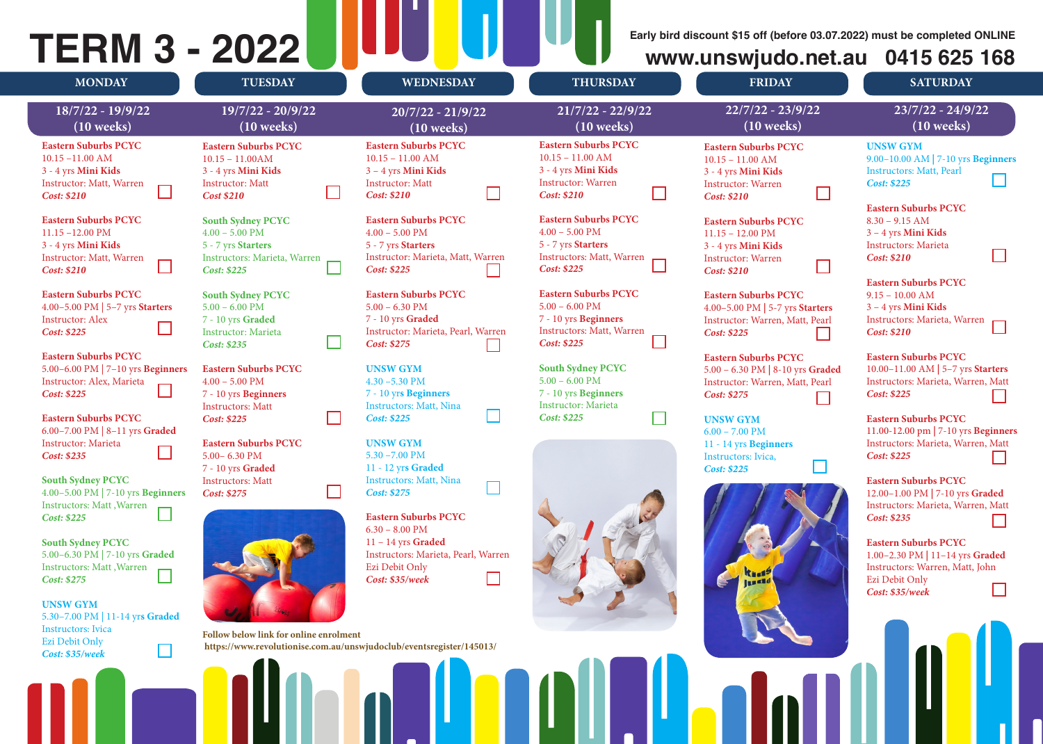# TERM 3 - 2022

Early bird discount $15 off (before 03.07.2022) must be completed ONLINE

**www.unswjudo.net.au 0415 625 168**

## MONDAY

**18/7/22 - 19/9/22 (10 weeks)**

**Eastern Suburbs PCYC**
10.15 –11.00 AM
3 - 4 yrs **Mini Kids**
Instructor: Matt, Warren
***Cost: $210***

**Eastern Suburbs PCYC**
11.15 –12.00 PM
3 - 4 yrs **Mini Kids**
Instructor: Matt, Warren
***Cost: $210***

**Eastern Suburbs PCYC**
4.00–5.00 PM | 5–7 yrs **Starters**
Instructor: Alex
***Cost: $225***

**Eastern Suburbs PCYC**
5.00–6.00 PM | 7–10 yrs **Beginners**
Instructor: Alex, Marieta
***Cost: $225***

**Eastern Suburbs PCYC**
6.00–7.00 PM | 8–11 yrs **Graded**
Instructor: Marieta
***Cost: $235***

**South Sydney PCYC**
4.00–5.00 PM | 7-10 yrs **Beginners**
Instructors: Matt ,Warren
***Cost: $225***

**South Sydney PCYC**
5.00–6.30 PM | 7-10 yrs **Graded**
Instructors: Matt ,Warren
***Cost: $275***

**UNSW GYM**
5.30–7.00 PM | 11-14 yrs **Graded**
Instructors: Ivica
Ezi Debit Only
***Cost: $35/week***

## TUESDAY

**19/7/22 - 20/9/22 (10 weeks)**

**Eastern Suburbs PCYC**
10.15 – 11.00AM
3 - 4 yrs **Mini Kids**
Instructor: Matt
***Cost $210***

**South Sydney PCYC**
4.00 – 5.00 PM
5 - 7 yrs **Starters**
Instructors: Marieta, Warren
***Cost: $225***

**South Sydney PCYC**
5.00 – 6.00 PM
7 - 10 yrs **Graded**
Instructor: Marieta
***Cost: $235***

**Eastern Suburbs PCYC**
4.00 – 5.00 PM
7 - 10 yrs **Beginners**
Instructors: Matt
***Cost: $225***

**Eastern Suburbs PCYC**
5.00– 6.30 PM
7 - 10 yrs **Graded**
Instructors: Matt
***Cost: $275***

## WEDNESDAY

**20/7/22 - 21/9/22 (10 weeks)**

**Eastern Suburbs PCYC**
10.15 – 11.00 AM
3 – 4 yrs **Mini Kids**
Instructor: Matt
***Cost: $210***

**Eastern Suburbs PCYC**
4.00 – 5.00 PM
5 - 7 yrs **Starters**
Instructor: Marieta, Matt, Warren
***Cost: $225***

**Eastern Suburbs PCYC**
5.00 – 6.30 PM
7 - 10 yrs **Graded**
Instructor: Marieta, Pearl, Warren
***Cost: $275***

**UNSW GYM**
4.30 –5.30 PM
7 - 10 yrs **Beginners**
Instructors: Matt, Nina
***Cost: $225***

**UNSW GYM**
5.30 –7.00 PM
11 - 12 yrs **Graded**
Instructors: Matt, Nina
***Cost: $275***

**Eastern Suburbs PCYC**
6.30 – 8.00 PM
11 – 14 yrs **Graded**
Instructors: Marieta, Pearl, Warren
Ezi Debit Only
***Cost: $35/week***

## THURSDAY

**21/7/22 - 22/9/22 (10 weeks)**

**Eastern Suburbs PCYC**
10.15 – 11.00 AM
3 - 4 yrs **Mini Kids**
Instructor: Warren
***Cost: $210***

**Eastern Suburbs PCYC**
4.00 – 5.00 PM
5 - 7 yrs **Starters**
Instructors: Matt, Warren
***Cost: $225***

**Eastern Suburbs PCYC**
5.00 – 6.00 PM
7 - 10 yrs **Beginners**
Instructors: Matt, Warren
***Cost: $225***

**South Sydney PCYC**
5.00 – 6.00 PM
7 - 10 yrs **Beginners**
Instructor: Marieta
***Cost: $225***

## FRIDAY

**22/7/22 - 23/9/22 (10 weeks)**

**Eastern Suburbs PCYC**
10.15 – 11.00 AM
3 - 4 yrs **Mini Kids**
Instructor: Warren
***Cost: $210***

**Eastern Suburbs PCYC**
11.15 – 12.00 PM
3 - 4 yrs **Mini Kids**
Instructor: Warren
***Cost: $210***

**Eastern Suburbs PCYC**
4.00–5.00 PM | 5-7 yrs **Starters**
Instructor: Warren, Matt, Pearl
***Cost: $225***

**Eastern Suburbs PCYC**
5.00 – 6.30 PM | 8-10 yrs **Graded**
Instructor: Warren, Matt, Pearl
***Cost: $275***

**UNSW GYM**
6.00 – 7.00 PM
11 - 14 yrs **Beginners**
Instructors: Ivica,
***Cost: $225***

## SATURDAY

**23/7/22 - 24/9/22 (10 weeks)**

**UNSW GYM**
9.00–10.00 AM | 7-10 yrs **Beginners**
Instructors: Matt, Pearl
***Cost: $225***

**Eastern Suburbs PCYC**
8.30 – 9.15 AM
3 – 4 yrs **Mini Kids**
Instructors: Marieta
***Cost: $210***

**Eastern Suburbs PCYC**
9.15 – 10.00 AM
3 – 4 yrs **Mini Kids**
Instructors: Marieta, Warren
***Cost: $210***

**Eastern Suburbs PCYC**
10.00–11.00 AM | 5–7 yrs **Starters**
Instructors: Marieta, Warren, Matt
***Cost: $225***

**Eastern Suburbs PCYC**
11.00-12.00 pm | 7-10 yrs **Beginners**
Instructors: Marieta, Warren, Matt
***Cost: $225***

**Eastern Suburbs PCYC**
12.00–1.00 PM | 7-10 yrs **Graded**
Instructors: Marieta, Warren, Matt
***Cost: $235***

**Eastern Suburbs PCYC**
1.00–2.30 PM | 11–14 yrs **Graded**
Instructors: Warren, Matt, John
Ezi Debit Only
***Cost: $35/week***

**Follow below link for online enrolment**
**https://www.revolutionise.com.au/unswjudoclub/eventsregister/145013/**